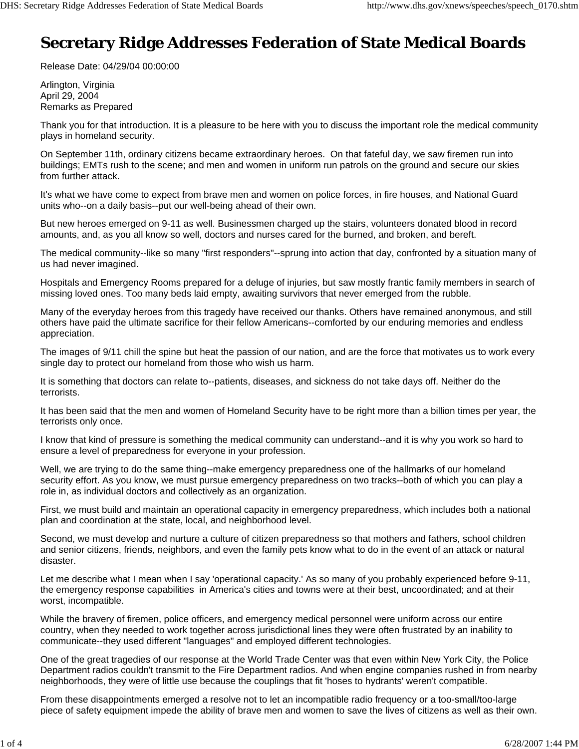# Secretary Ridge Addresses Federation of State Medical Boards

Release Date: 04/29/04 00:00:00

Arlington, Virginia
April 29, 2004
Remarks as Prepared

Thank you for that introduction. It is a pleasure to be here with you to discuss the important role the medical community plays in homeland security.

On September 11th, ordinary citizens became extraordinary heroes. On that fateful day, we saw firemen run into buildings; EMTs rush to the scene; and men and women in uniform run patrols on the ground and secure our skies from further attack.

It's what we have come to expect from brave men and women on police forces, in fire houses, and National Guard units who--on a daily basis--put our well-being ahead of their own.

But new heroes emerged on 9-11 as well. Businessmen charged up the stairs, volunteers donated blood in record amounts, and, as you all know so well, doctors and nurses cared for the burned, and broken, and bereft.

The medical community--like so many "first responders"--sprung into action that day, confronted by a situation many of us had never imagined.

Hospitals and Emergency Rooms prepared for a deluge of injuries, but saw mostly frantic family members in search of missing loved ones. Too many beds laid empty, awaiting survivors that never emerged from the rubble.

Many of the everyday heroes from this tragedy have received our thanks. Others have remained anonymous, and still others have paid the ultimate sacrifice for their fellow Americans--comforted by our enduring memories and endless appreciation.

The images of 9/11 chill the spine but heat the passion of our nation, and are the force that motivates us to work every single day to protect our homeland from those who wish us harm.

It is something that doctors can relate to--patients, diseases, and sickness do not take days off. Neither do the terrorists.

It has been said that the men and women of Homeland Security have to be right more than a billion times per year, the terrorists only once.

I know that kind of pressure is something the medical community can understand--and it is why you work so hard to ensure a level of preparedness for everyone in your profession.

Well, we are trying to do the same thing--make emergency preparedness one of the hallmarks of our homeland security effort. As you know, we must pursue emergency preparedness on two tracks--both of which you can play a role in, as individual doctors and collectively as an organization.

First, we must build and maintain an operational capacity in emergency preparedness, which includes both a national plan and coordination at the state, local, and neighborhood level.

Second, we must develop and nurture a culture of citizen preparedness so that mothers and fathers, school children and senior citizens, friends, neighbors, and even the family pets know what to do in the event of an attack or natural disaster.

Let me describe what I mean when I say 'operational capacity.' As so many of you probably experienced before 9-11, the emergency response capabilities in America's cities and towns were at their best, uncoordinated; and at their worst, incompatible.

While the bravery of firemen, police officers, and emergency medical personnel were uniform across our entire country, when they needed to work together across jurisdictional lines they were often frustrated by an inability to communicate--they used different "languages" and employed different technologies.

One of the great tragedies of our response at the World Trade Center was that even within New York City, the Police Department radios couldn't transmit to the Fire Department radios. And when engine companies rushed in from nearby neighborhoods, they were of little use because the couplings that fit 'hoses to hydrants' weren't compatible.

From these disappointments emerged a resolve not to let an incompatible radio frequency or a too-small/too-large piece of safety equipment impede the ability of brave men and women to save the lives of citizens as well as their own.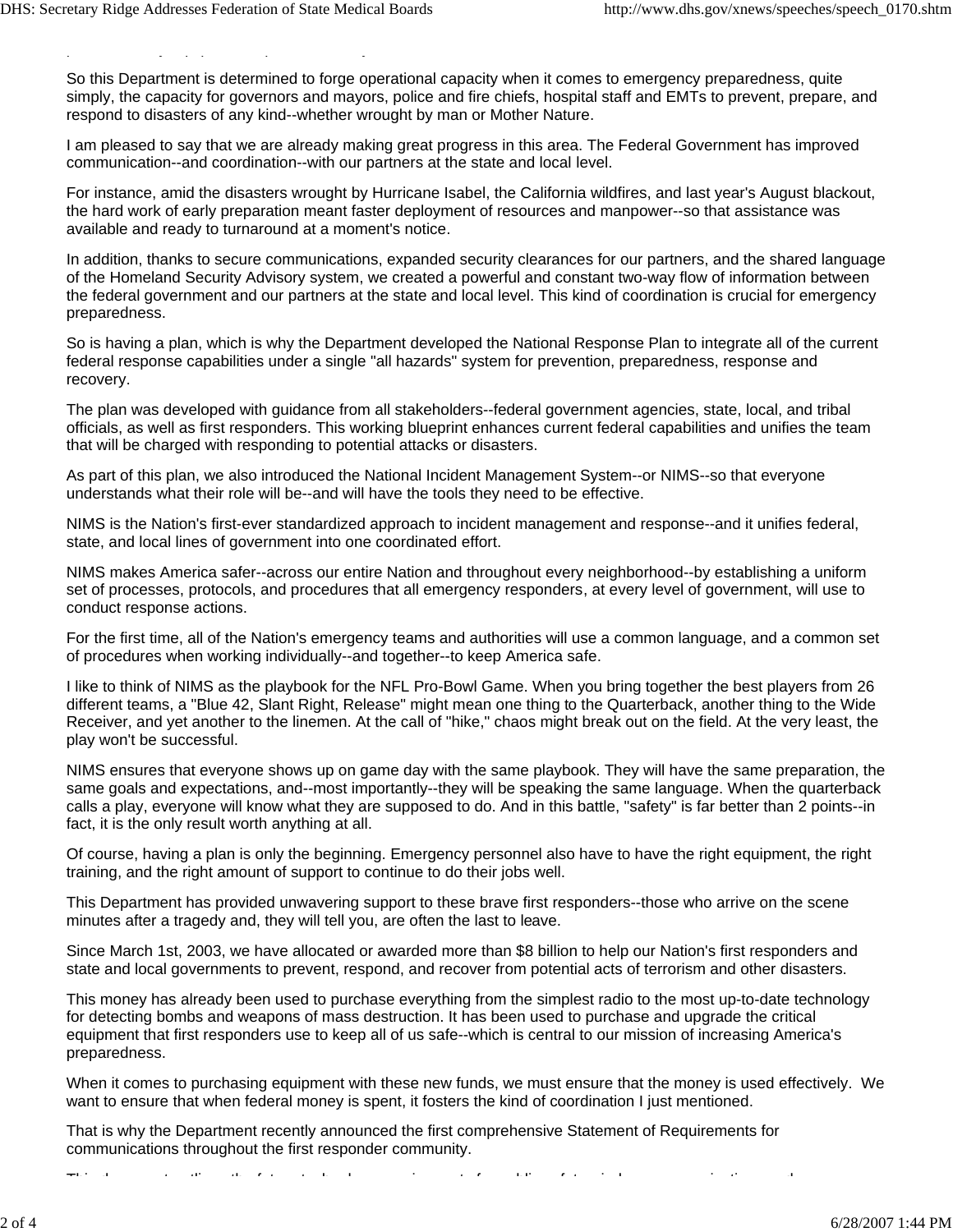So this Department is determined to forge operational capacity when it comes to emergency preparedness, quite simply, the capacity for governors and mayors, police and fire chiefs, hospital staff and EMTs to prevent, prepare, and respond to disasters of any kind--whether wrought by man or Mother Nature.

I am pleased to say that we are already making great progress in this area. The Federal Government has improved communication--and coordination--with our partners at the state and local level.

For instance, amid the disasters wrought by Hurricane Isabel, the California wildfires, and last year's August blackout, the hard work of early preparation meant faster deployment of resources and manpower--so that assistance was available and ready to turnaround at a moment's notice.

In addition, thanks to secure communications, expanded security clearances for our partners, and the shared language of the Homeland Security Advisory system, we created a powerful and constant two-way flow of information between the federal government and our partners at the state and local level. This kind of coordination is crucial for emergency preparedness.

So is having a plan, which is why the Department developed the National Response Plan to integrate all of the current federal response capabilities under a single "all hazards" system for prevention, preparedness, response and recovery.

The plan was developed with guidance from all stakeholders--federal government agencies, state, local, and tribal officials, as well as first responders. This working blueprint enhances current federal capabilities and unifies the team that will be charged with responding to potential attacks or disasters.

As part of this plan, we also introduced the National Incident Management System--or NIMS--so that everyone understands what their role will be--and will have the tools they need to be effective.

NIMS is the Nation's first-ever standardized approach to incident management and response--and it unifies federal, state, and local lines of government into one coordinated effort.

NIMS makes America safer--across our entire Nation and throughout every neighborhood--by establishing a uniform set of processes, protocols, and procedures that all emergency responders, at every level of government, will use to conduct response actions.

For the first time, all of the Nation's emergency teams and authorities will use a common language, and a common set of procedures when working individually--and together--to keep America safe.

I like to think of NIMS as the playbook for the NFL Pro-Bowl Game. When you bring together the best players from 26 different teams, a "Blue 42, Slant Right, Release" might mean one thing to the Quarterback, another thing to the Wide Receiver, and yet another to the linemen. At the call of "hike," chaos might break out on the field. At the very least, the play won't be successful.

NIMS ensures that everyone shows up on game day with the same playbook. They will have the same preparation, the same goals and expectations, and--most importantly--they will be speaking the same language. When the quarterback calls a play, everyone will know what they are supposed to do. And in this battle, "safety" is far better than 2 points--in fact, it is the only result worth anything at all.

Of course, having a plan is only the beginning. Emergency personnel also have to have the right equipment, the right training, and the right amount of support to continue to do their jobs well.

This Department has provided unwavering support to these brave first responders--those who arrive on the scene minutes after a tragedy and, they will tell you, are often the last to leave.

Since March 1st, 2003, we have allocated or awarded more than $8 billion to help our Nation's first responders and state and local governments to prevent, respond, and recover from potential acts of terrorism and other disasters.

This money has already been used to purchase everything from the simplest radio to the most up-to-date technology for detecting bombs and weapons of mass destruction. It has been used to purchase and upgrade the critical equipment that first responders use to keep all of us safe--which is central to our mission of increasing America's preparedness.

When it comes to purchasing equipment with these new funds, we must ensure that the money is used effectively. We want to ensure that when federal money is spent, it fosters the kind of coordination I just mentioned.

That is why the Department recently announced the first comprehensive Statement of Requirements for communications throughout the first responder community.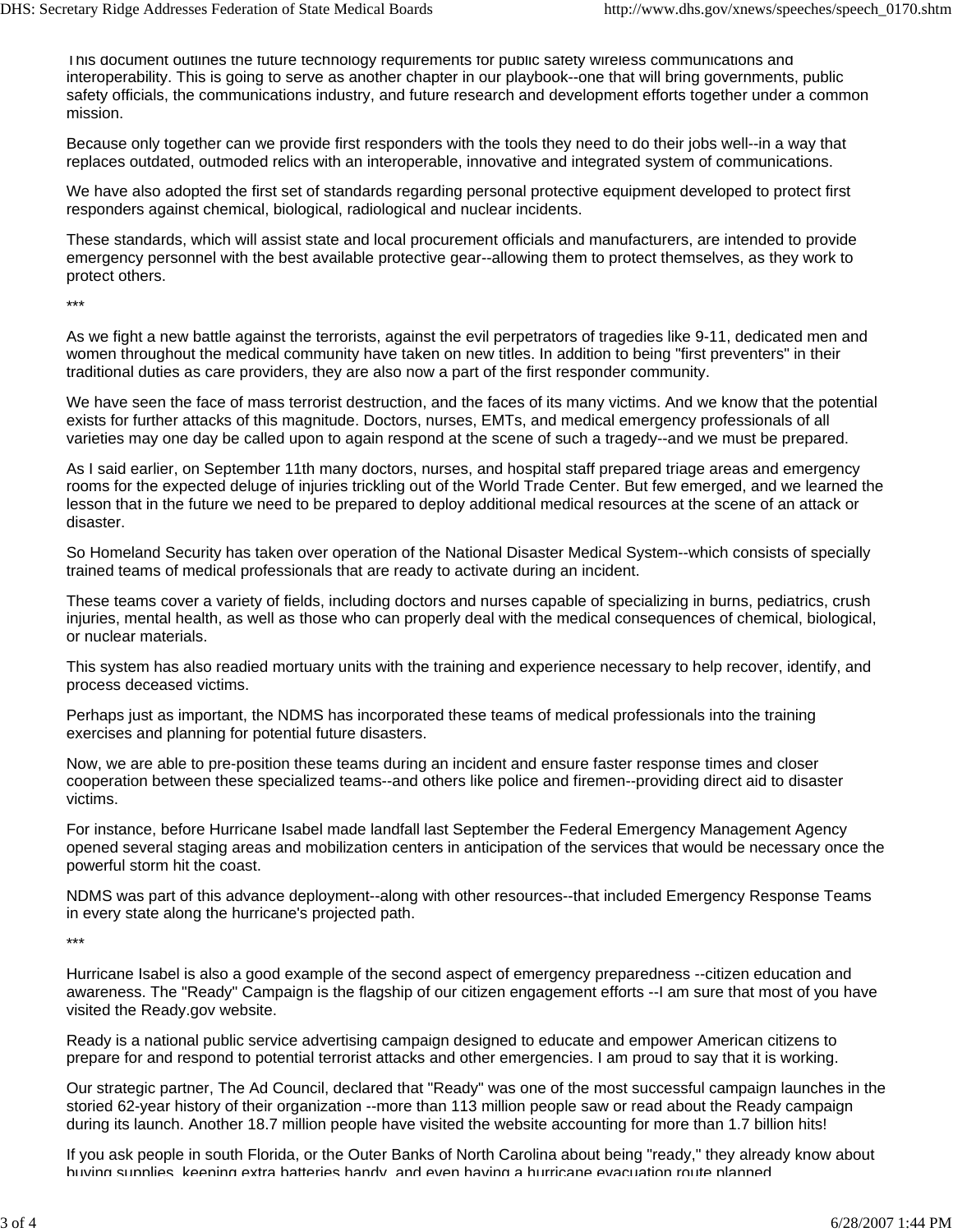This document outlines the future technology requirements for public safety wireless communications and interoperability. This is going to serve as another chapter in our playbook--one that will bring governments, public safety officials, the communications industry, and future research and development efforts together under a common mission.

Because only together can we provide first responders with the tools they need to do their jobs well--in a way that replaces outdated, outmoded relics with an interoperable, innovative and integrated system of communications.

We have also adopted the first set of standards regarding personal protective equipment developed to protect first responders against chemical, biological, radiological and nuclear incidents.

These standards, which will assist state and local procurement officials and manufacturers, are intended to provide emergency personnel with the best available protective gear--allowing them to protect themselves, as they work to protect others.

***

As we fight a new battle against the terrorists, against the evil perpetrators of tragedies like 9-11, dedicated men and women throughout the medical community have taken on new titles. In addition to being "first preventers" in their traditional duties as care providers, they are also now a part of the first responder community.

We have seen the face of mass terrorist destruction, and the faces of its many victims. And we know that the potential exists for further attacks of this magnitude. Doctors, nurses, EMTs, and medical emergency professionals of all varieties may one day be called upon to again respond at the scene of such a tragedy--and we must be prepared.

As I said earlier, on September 11th many doctors, nurses, and hospital staff prepared triage areas and emergency rooms for the expected deluge of injuries trickling out of the World Trade Center. But few emerged, and we learned the lesson that in the future we need to be prepared to deploy additional medical resources at the scene of an attack or disaster.

So Homeland Security has taken over operation of the National Disaster Medical System--which consists of specially trained teams of medical professionals that are ready to activate during an incident.

These teams cover a variety of fields, including doctors and nurses capable of specializing in burns, pediatrics, crush injuries, mental health, as well as those who can properly deal with the medical consequences of chemical, biological, or nuclear materials.

This system has also readied mortuary units with the training and experience necessary to help recover, identify, and process deceased victims.

Perhaps just as important, the NDMS has incorporated these teams of medical professionals into the training exercises and planning for potential future disasters.

Now, we are able to pre-position these teams during an incident and ensure faster response times and closer cooperation between these specialized teams--and others like police and firemen--providing direct aid to disaster victims.

For instance, before Hurricane Isabel made landfall last September the Federal Emergency Management Agency opened several staging areas and mobilization centers in anticipation of the services that would be necessary once the powerful storm hit the coast.

NDMS was part of this advance deployment--along with other resources--that included Emergency Response Teams in every state along the hurricane's projected path.

***

Hurricane Isabel is also a good example of the second aspect of emergency preparedness --citizen education and awareness. The "Ready" Campaign is the flagship of our citizen engagement efforts --I am sure that most of you have visited the Ready.gov website.

Ready is a national public service advertising campaign designed to educate and empower American citizens to prepare for and respond to potential terrorist attacks and other emergencies. I am proud to say that it is working.

Our strategic partner, The Ad Council, declared that "Ready" was one of the most successful campaign launches in the storied 62-year history of their organization --more than 113 million people saw or read about the Ready campaign during its launch. Another 18.7 million people have visited the website accounting for more than 1.7 billion hits!

If you ask people in south Florida, or the Outer Banks of North Carolina about being "ready," they already know about buying supplies, keeping extra batteries handy, and even having a hurricane evacuation route planned.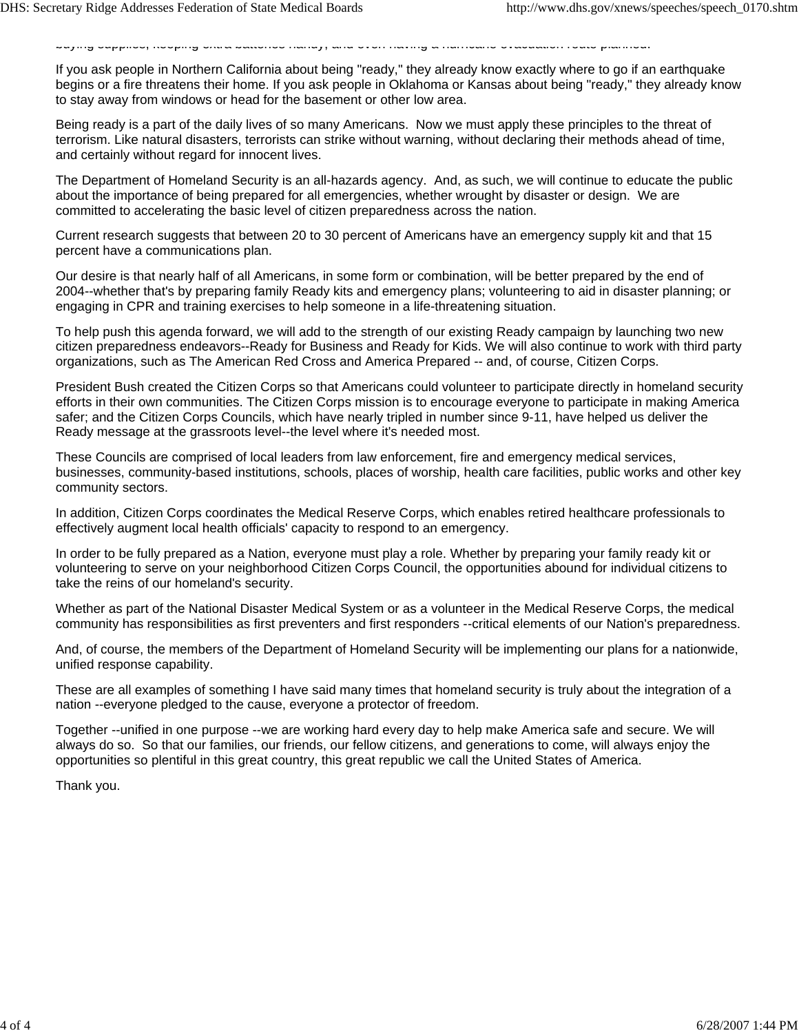buying supplies, keeping extra batteries handy, and even having a hurricane evacuation route planned.

If you ask people in Northern California about being "ready," they already know exactly where to go if an earthquake begins or a fire threatens their home. If you ask people in Oklahoma or Kansas about being "ready," they already know to stay away from windows or head for the basement or other low area.

Being ready is a part of the daily lives of so many Americans. Now we must apply these principles to the threat of terrorism. Like natural disasters, terrorists can strike without warning, without declaring their methods ahead of time, and certainly without regard for innocent lives.

The Department of Homeland Security is an all-hazards agency. And, as such, we will continue to educate the public about the importance of being prepared for all emergencies, whether wrought by disaster or design. We are committed to accelerating the basic level of citizen preparedness across the nation.

Current research suggests that between 20 to 30 percent of Americans have an emergency supply kit and that 15 percent have a communications plan.

Our desire is that nearly half of all Americans, in some form or combination, will be better prepared by the end of 2004--whether that's by preparing family Ready kits and emergency plans; volunteering to aid in disaster planning; or engaging in CPR and training exercises to help someone in a life-threatening situation.

To help push this agenda forward, we will add to the strength of our existing Ready campaign by launching two new citizen preparedness endeavors--Ready for Business and Ready for Kids. We will also continue to work with third party organizations, such as The American Red Cross and America Prepared -- and, of course, Citizen Corps.

President Bush created the Citizen Corps so that Americans could volunteer to participate directly in homeland security efforts in their own communities. The Citizen Corps mission is to encourage everyone to participate in making America safer; and the Citizen Corps Councils, which have nearly tripled in number since 9-11, have helped us deliver the Ready message at the grassroots level--the level where it's needed most.

These Councils are comprised of local leaders from law enforcement, fire and emergency medical services, businesses, community-based institutions, schools, places of worship, health care facilities, public works and other key community sectors.

In addition, Citizen Corps coordinates the Medical Reserve Corps, which enables retired healthcare professionals to effectively augment local health officials' capacity to respond to an emergency.

In order to be fully prepared as a Nation, everyone must play a role. Whether by preparing your family ready kit or volunteering to serve on your neighborhood Citizen Corps Council, the opportunities abound for individual citizens to take the reins of our homeland's security.

Whether as part of the National Disaster Medical System or as a volunteer in the Medical Reserve Corps, the medical community has responsibilities as first preventers and first responders --critical elements of our Nation's preparedness.

And, of course, the members of the Department of Homeland Security will be implementing our plans for a nationwide, unified response capability.

These are all examples of something I have said many times that homeland security is truly about the integration of a nation --everyone pledged to the cause, everyone a protector of freedom.

Together --unified in one purpose --we are working hard every day to help make America safe and secure. We will always do so. So that our families, our friends, our fellow citizens, and generations to come, will always enjoy the opportunities so plentiful in this great country, this great republic we call the United States of America.

Thank you.